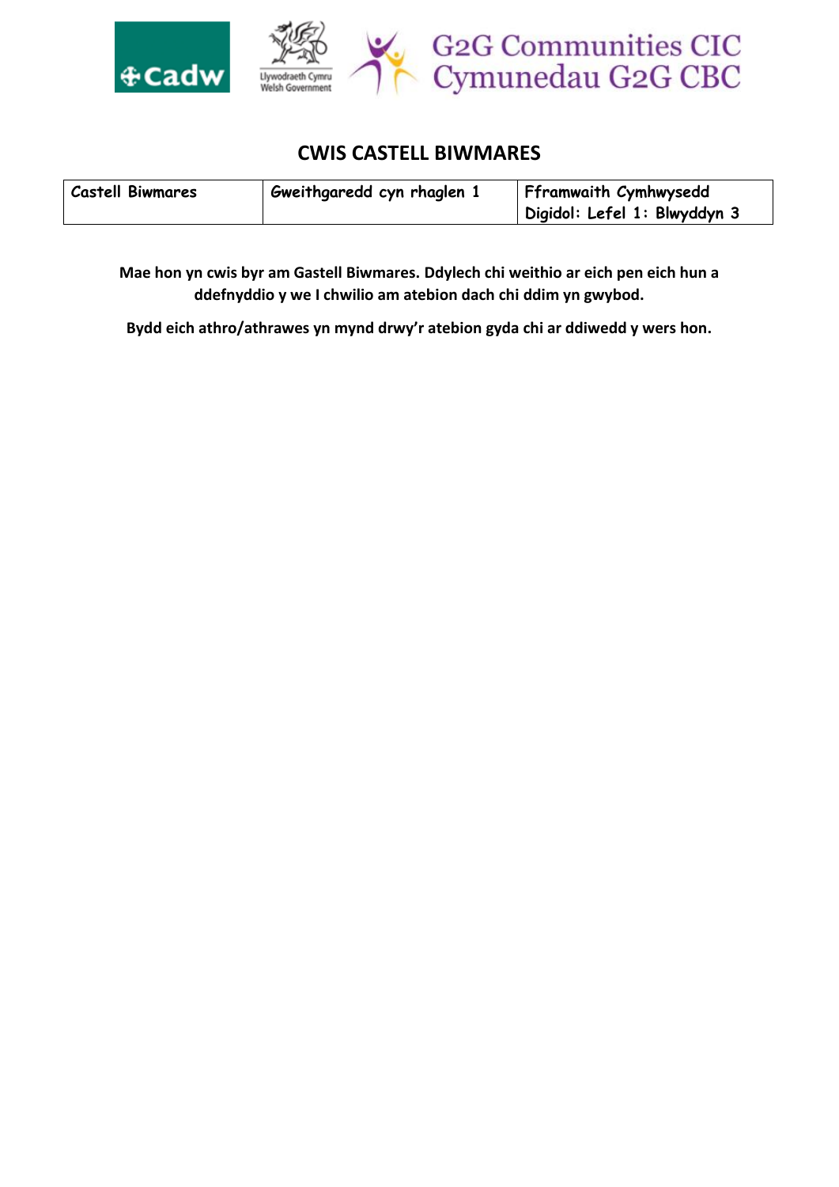# CWIS CASTELL BIWMARES

| Castell Biwmares | Gweithgaredd cyn rhaglen 1 | Fframwaith Cymhwysedd Digidol: Lefel 1: Blwyddyn 3 |
|---|---|---|

**Mae hon yn cwis byr am Gastell Biwmares. Ddylech chi weithio ar eich pen eich hun a ddefnyddio y we I chwilio am atebion dach chi ddim yn gwybod.**

**Bydd eich athro/athrawes yn mynd drwy'r atebion gyda chi ar ddiwedd y wers hon.**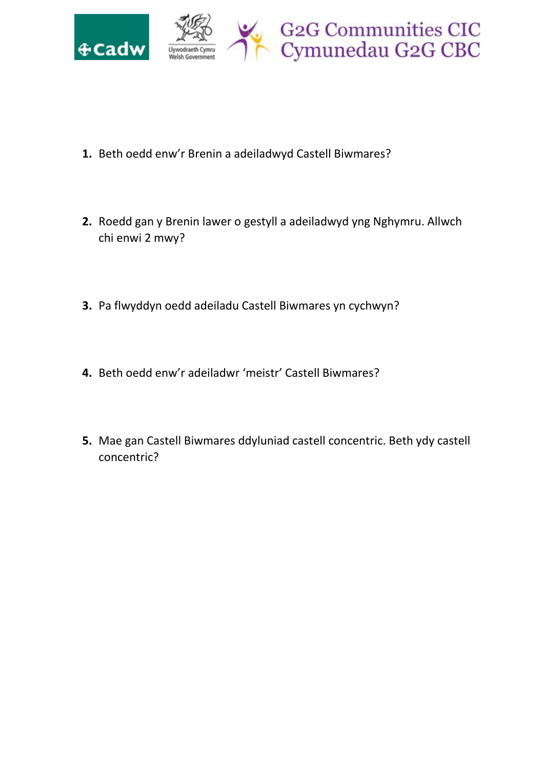1. Beth oedd enw'r Brenin a adeiladwyd Castell Biwmares?

2. Roedd gan y Brenin lawer o gestyll a adeiladwyd yng Nghymru. Allwch chi enwi 2 mwy?

3. Pa flwyddyn oedd adeiladu Castell Biwmares yn cychwyn?

4. Beth oedd enw'r adeiladwr 'meistr' Castell Biwmares?

5. Mae gan Castell Biwmares ddyluniad castell concentric. Beth ydy castell concentric?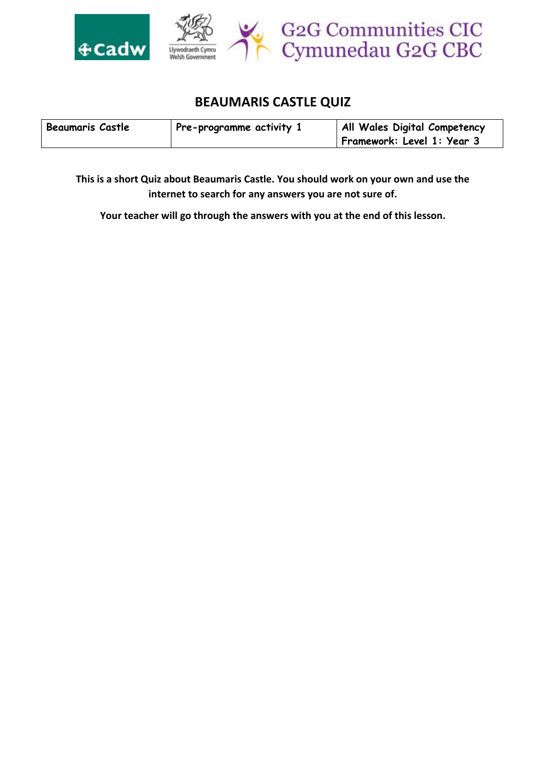# BEAUMARIS CASTLE QUIZ

| Beaumaris Castle | Pre-programme activity 1 | All Wales Digital Competency Framework: Level 1: Year 3 |
|---|---|---|

**This is a short Quiz about Beaumaris Castle. You should work on your own and use the internet to search for any answers you are not sure of.**

**Your teacher will go through the answers with you at the end of this lesson.**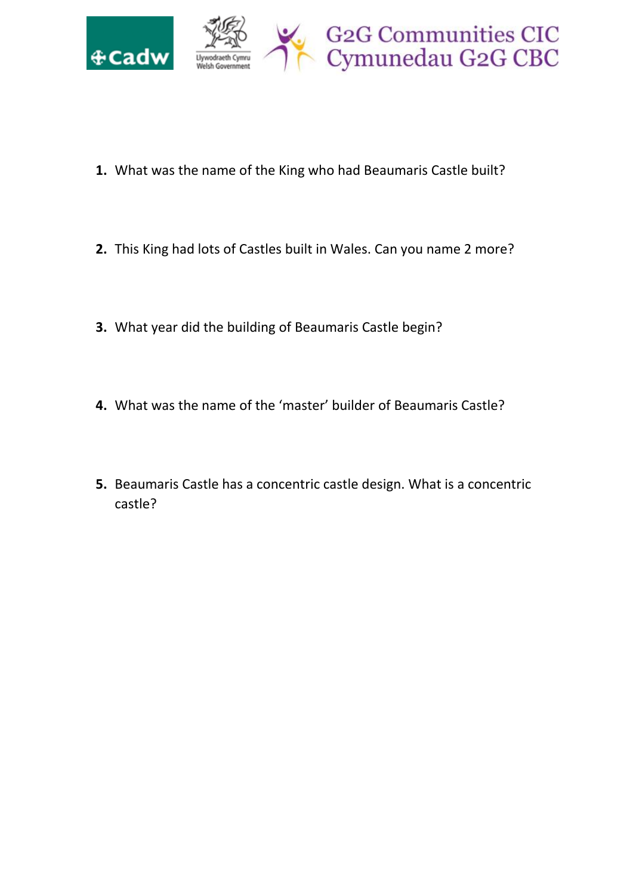1. What was the name of the King who had Beaumaris Castle built?

2. This King had lots of Castles built in Wales. Can you name 2 more?

3. What year did the building of Beaumaris Castle begin?

4. What was the name of the 'master' builder of Beaumaris Castle?

5. Beaumaris Castle has a concentric castle design. What is a concentric castle?